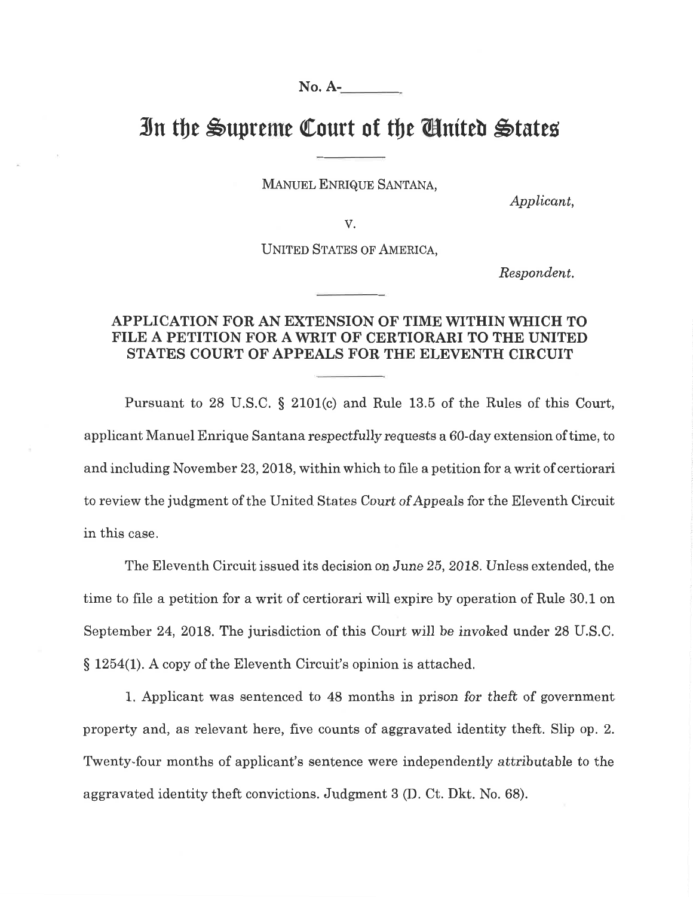No. A-\_\_\_\_\_\_\_\_

# In the Supreme Court of the United States

---

MANUEL ENRIQUE SANTANA,

*Applicant,*

v.

UNITED STATES OF AMERICA,

*Respondent.*

---

## APPLICATION FOR AN EXTENSION OF TIME WITHIN WHICH TO FILE A PETITION FOR A WRIT OF CERTIORARI TO THE UNITED STATES COURT OF APPEALS FOR THE ELEVENTH CIRCUIT

---

Pursuant to 28 U.S.C. § 2101(c) and Rule 13.5 of the Rules of this Court, applicant Manuel Enrique Santana respectfully requests a 60-day extension of time, to and including November 23, 2018, within which to file a petition for a writ of certiorari to review the judgment of the United States Court of Appeals for the Eleventh Circuit in this case.

The Eleventh Circuit issued its decision on June 25, 2018. Unless extended, the time to file a petition for a writ of certiorari will expire by operation of Rule 30.1 on September 24, 2018. The jurisdiction of this Court will be invoked under 28 U.S.C. § 1254(1). A copy of the Eleventh Circuit's opinion is attached.

1. Applicant was sentenced to 48 months in prison for theft of government property and, as relevant here, five counts of aggravated identity theft. Slip op. 2. Twenty-four months of applicant's sentence were independently attributable to the aggravated identity theft convictions. Judgment 3 (D. Ct. Dkt. No. 68).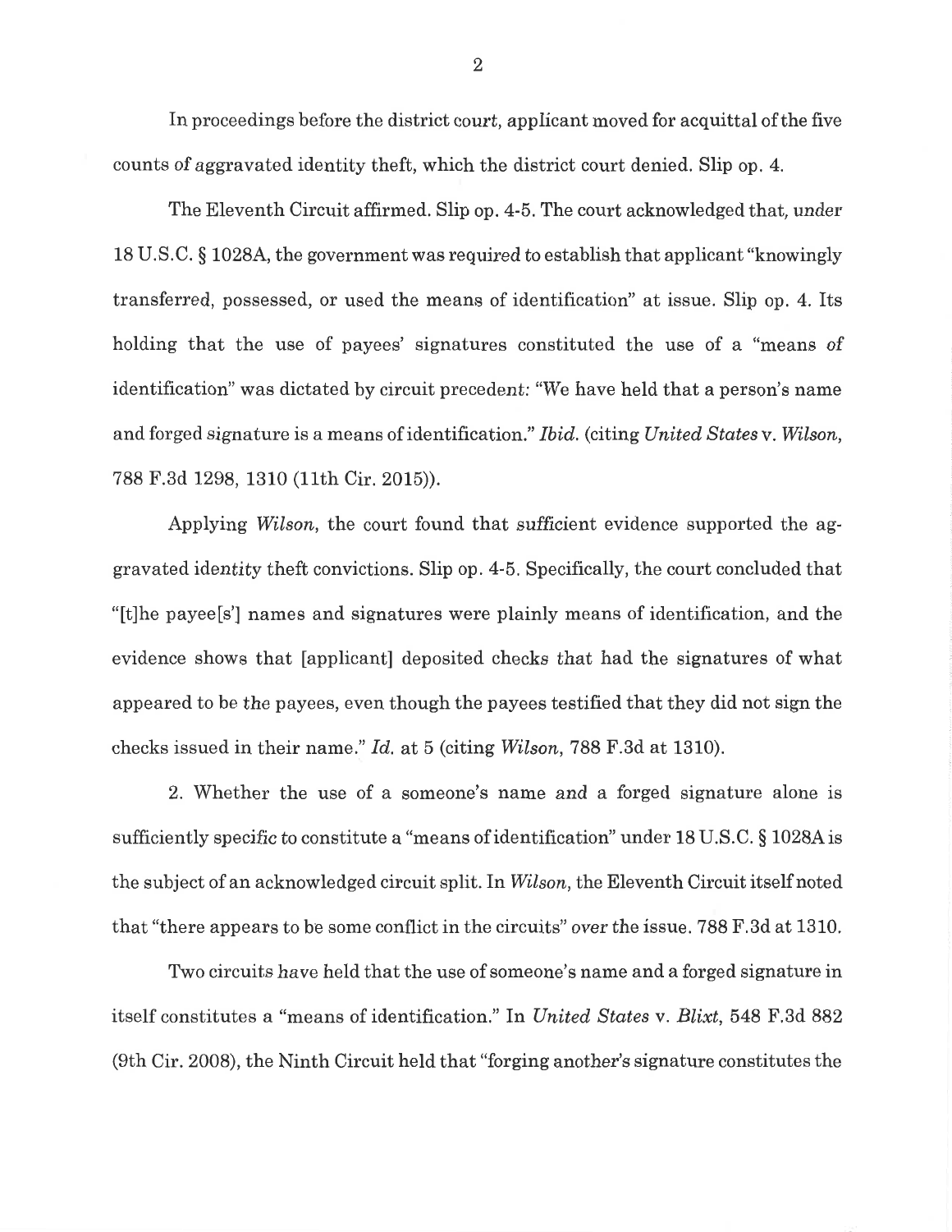In proceedings before the district court, applicant moved for acquittal of the five counts of aggravated identity theft, which the district court denied. Slip op. 4.

The Eleventh Circuit affirmed. Slip op. 4-5. The court acknowledged that, under 18 U.S.C. § 1028A, the government was required to establish that applicant "knowingly transferred, possessed, or used the means of identification" at issue. Slip op. 4. Its holding that the use of payees' signatures constituted the use of a "means of identification" was dictated by circuit precedent: "We have held that a person's name and forged signature is a means of identification." *Ibid.* (citing *United States* v. *Wilson*, 788 F.3d 1298, 1310 (11th Cir. 2015)).

Applying *Wilson*, the court found that sufficient evidence supported the aggravated identity theft convictions. Slip op. 4-5. Specifically, the court concluded that "[t]he payee[s'] names and signatures were plainly means of identification, and the evidence shows that [applicant] deposited checks that had the signatures of what appeared to be the payees, even though the payees testified that they did not sign the checks issued in their name." *Id.* at 5 (citing *Wilson*, 788 F.3d at 1310).

2. Whether the use of a someone's name and a forged signature alone is sufficiently specific to constitute a "means of identification" under 18 U.S.C. § 1028A is the subject of an acknowledged circuit split. In *Wilson*, the Eleventh Circuit itself noted that "there appears to be some conflict in the circuits" over the issue. 788 F.3d at 1310.

Two circuits have held that the use of someone's name and a forged signature in itself constitutes a "means of identification." In *United States* v. *Blixt*, 548 F.3d 882 (9th Cir. 2008), the Ninth Circuit held that "forging another's signature constitutes the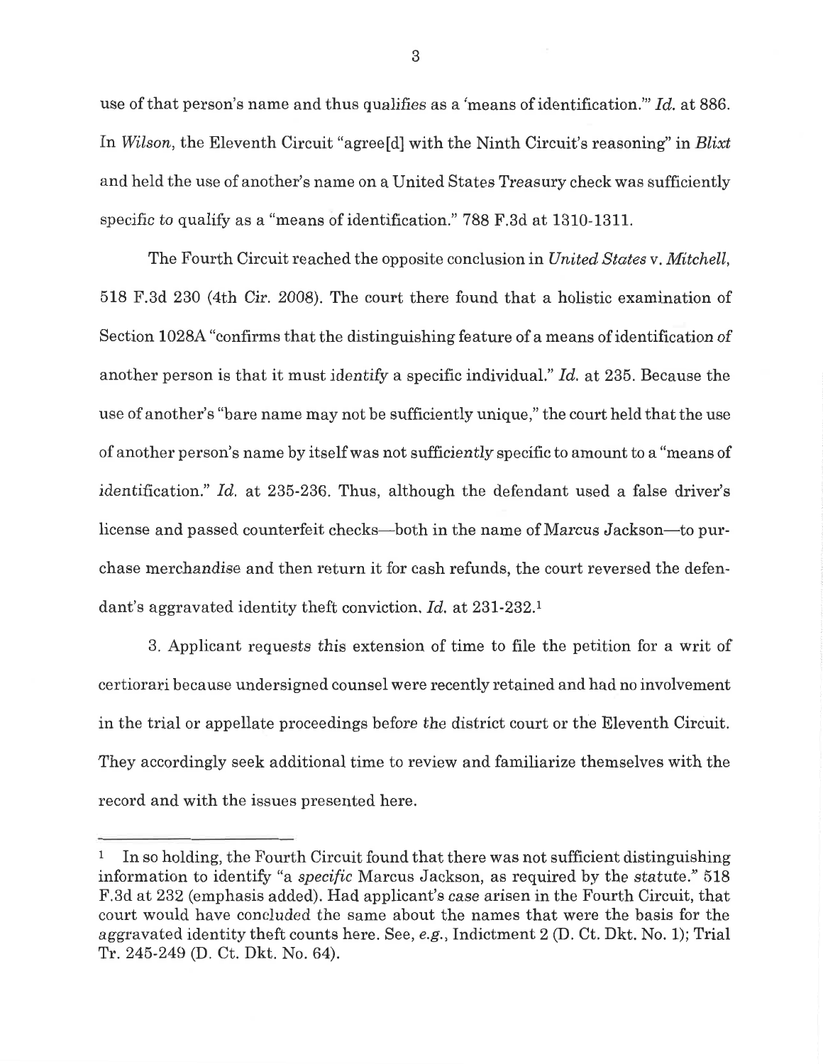use of that person's name and thus qualifies as a 'means of identification.'" *Id.* at 886. In *Wilson*, the Eleventh Circuit "agree[d] with the Ninth Circuit's reasoning" in *Blixt* and held the use of another's name on a United States Treasury check was sufficiently specific to qualify as a "means of identification." 788 F.3d at 1310-1311.

The Fourth Circuit reached the opposite conclusion in *United States* v. *Mitchell*, 518 F.3d 230 (4th Cir. 2008). The court there found that a holistic examination of Section 1028A "confirms that the distinguishing feature of a means of identification of another person is that it must *identify* a specific individual." *Id.* at 235. Because the use of another's "bare name may not be sufficiently unique," the court held that the use of another person's name by itself was not sufficiently specific to amount to a "means of identification." *Id.* at 235-236. Thus, although the defendant used a false driver's license and passed counterfeit checks—both in the name of Marcus Jackson—to purchase merchandise and then return it for cash refunds, the court reversed the defendant's aggravated identity theft conviction. *Id.* at 231-232.[1]

3. Applicant requests this extension of time to file the petition for a writ of certiorari because undersigned counsel were recently retained and had no involvement in the trial or appellate proceedings before the district court or the Eleventh Circuit. They accordingly seek additional time to review and familiarize themselves with the record and with the issues presented here.

---

[1] In so holding, the Fourth Circuit found that there was not sufficient distinguishing information to identify "a *specific* Marcus Jackson, as required by the statute." 518 F.3d at 232 (emphasis added). Had applicant's case arisen in the Fourth Circuit, that court would have concluded the same about the names that were the basis for the aggravated identity theft counts here. See, *e.g.*, Indictment 2 (D. Ct. Dkt. No. 1); Trial Tr. 245-249 (D. Ct. Dkt. No. 64).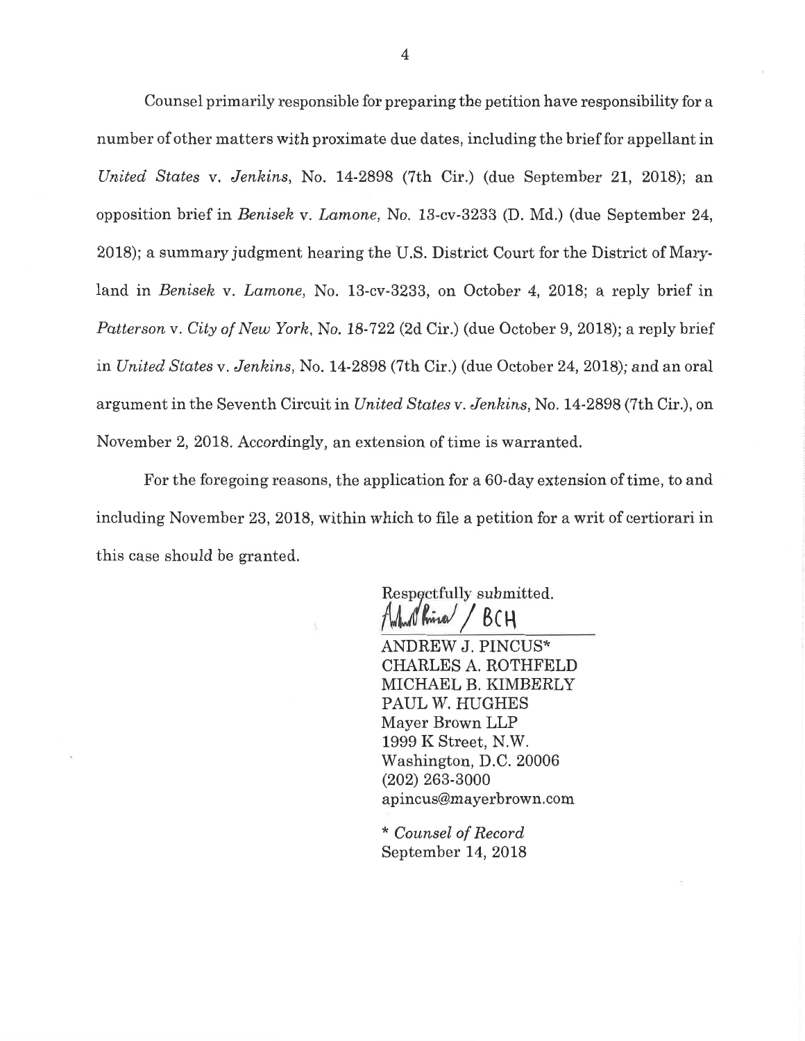Counsel primarily responsible for preparing the petition have responsibility for a number of other matters with proximate due dates, including the brief for appellant in *United States* v. *Jenkins*, No. 14-2898 (7th Cir.) (due September 21, 2018); an opposition brief in *Benisek* v. *Lamone*, No. 13-cv-3233 (D. Md.) (due September 24, 2018); a summary judgment hearing the U.S. District Court for the District of Maryland in *Benisek* v. *Lamone*, No. 13-cv-3233, on October 4, 2018; a reply brief in *Patterson* v. *City of New York*, No. 18-722 (2d Cir.) (due October 9, 2018); a reply brief in *United States* v. *Jenkins*, No. 14-2898 (7th Cir.) (due October 24, 2018); and an oral argument in the Seventh Circuit in *United States v. Jenkins*, No. 14-2898 (7th Cir.), on November 2, 2018. Accordingly, an extension of time is warranted.

For the foregoing reasons, the application for a 60-day extension of time, to and including November 23, 2018, within which to file a petition for a writ of certiorari in this case should be granted.

Respectfully submitted.

Andrew Pincus / BCH

ANDREW J. PINCUS*
CHARLES A. ROTHFELD
MICHAEL B. KIMBERLY
PAUL W. HUGHES
Mayer Brown LLP
1999 K Street, N.W.
Washington, D.C. 20006
(202) 263-3000
apincus@mayerbrown.com

\* *Counsel of Record*
September 14, 2018